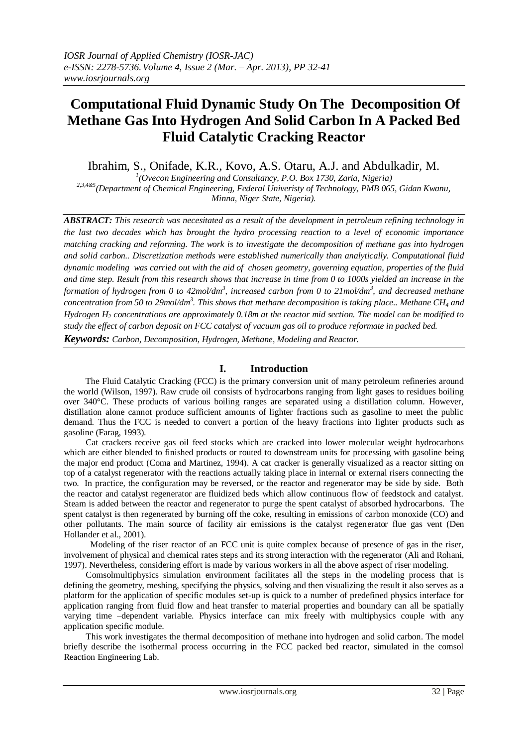# Computational Fluid Dynamic Study On The Decomposition Of Methane Gas Into Hydrogen And Solid Carbon In A Packed Bed Fluid Catalytic Cracking Reactor

Ibrahim, S., Onifade, K.R., Kovo, A.S. Otaru, A.J. and Abdulkadir, M.

[1](Ovecon Engineering and Consultancy, P.O. Box 1730, Zaria, Nigeria)

[2,3,4&5](Department of Chemical Engineering, Federal Univeristy of Technology, PMB 065, Gidan Kwanu, Minna, Niger State, Nigeria).

***ABSTRACT:*** *This research was necesitated as a result of the development in petroleum refining technology in the last two decades which has brought the hydro processing reaction to a level of economic importance matching cracking and reforming. The work is to investigate the decomposition of methane gas into hydrogen and solid carbon.. Discretization methods were established numerically than analytically. Computational fluid dynamic modeling was carried out with the aid of chosen geometry, governing equation, properties of the fluid and time step. Result from this research shows that increase in time from 0 to 1000s yielded an increase in the formation of hydrogen from 0 to 42mol/dm$^3$, increased carbon from 0 to 21mol/dm$^3$, and decreased methane concentration from 50 to 29mol/dm$^3$. This shows that methane decomposition is taking place.. Methane $CH_4$ and Hydrogen $H_2$ concentrations are approximately 0.18m at the reactor mid section. The model can be modified to study the effect of carbon deposit on FCC catalyst of vacuum gas oil to produce reformate in packed bed.*

***Keywords:*** *Carbon, Decomposition, Hydrogen, Methane, Modeling and Reactor.*

## I. Introduction

The Fluid Catalytic Cracking (FCC) is the primary conversion unit of many petroleum refineries around the world (Wilson, 1997). Raw crude oil consists of hydrocarbons ranging from light gases to residues boiling over 340°C. These products of various boiling ranges are separated using a distillation column. However, distillation alone cannot produce sufficient amounts of lighter fractions such as gasoline to meet the public demand. Thus the FCC is needed to convert a portion of the heavy fractions into lighter products such as gasoline (Farag, 1993).

Cat crackers receive gas oil feed stocks which are cracked into lower molecular weight hydrocarbons which are either blended to finished products or routed to downstream units for processing with gasoline being the major end product (Coma and Martinez, 1994). A cat cracker is generally visualized as a reactor sitting on top of a catalyst regenerator with the reactions actually taking place in internal or external risers connecting the two. In practice, the configuration may be reversed, or the reactor and regenerator may be side by side. Both the reactor and catalyst regenerator are fluidized beds which allow continuous flow of feedstock and catalyst. Steam is added between the reactor and regenerator to purge the spent catalyst of absorbed hydrocarbons. The spent catalyst is then regenerated by burning off the coke, resulting in emissions of carbon monoxide (CO) and other pollutants. The main source of facility air emissions is the catalyst regenerator flue gas vent (Den Hollander et al., 2001).

Modeling of the riser reactor of an FCC unit is quite complex because of presence of gas in the riser, involvement of physical and chemical rates steps and its strong interaction with the regenerator (Ali and Rohani, 1997). Nevertheless, considering effort is made by various workers in all the above aspect of riser modeling.

Comsolmultiphysics simulation environment facilitates all the steps in the modeling process that is defining the geometry, meshing, specifying the physics, solving and then visualizing the result it also serves as a platform for the application of specific modules set-up is quick to a number of predefined physics interface for application ranging from fluid flow and heat transfer to material properties and boundary can all be spatially varying time –dependent variable. Physics interface can mix freely with multiphysics couple with any application specific module.

This work investigates the thermal decomposition of methane into hydrogen and solid carbon. The model briefly describe the isothermal process occurring in the FCC packed bed reactor, simulated in the comsol Reaction Engineering Lab.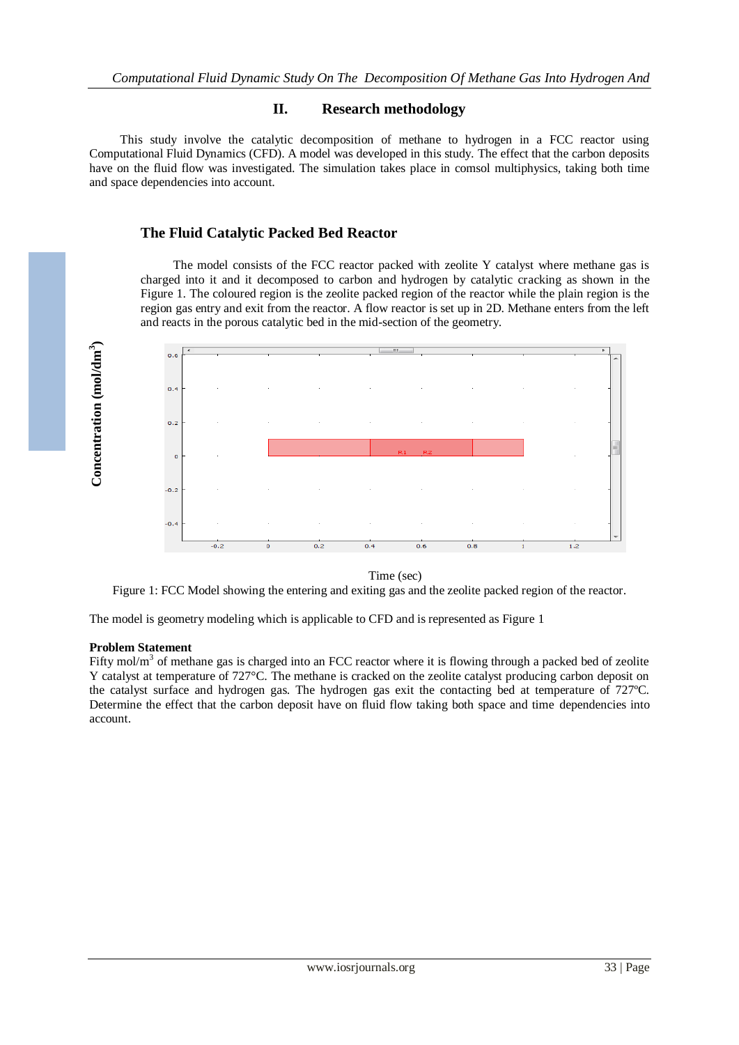## II. Research methodology

This study involve the catalytic decomposition of methane to hydrogen in a FCC reactor using Computational Fluid Dynamics (CFD). A model was developed in this study. The effect that the carbon deposits have on the fluid flow was investigated. The simulation takes place in comsol multiphysics, taking both time and space dependencies into account.

### The Fluid Catalytic Packed Bed Reactor

The model consists of the FCC reactor packed with zeolite Y catalyst where methane gas is charged into it and it decomposed to carbon and hydrogen by catalytic cracking as shown in the Figure 1. The coloured region is the zeolite packed region of the reactor while the plain region is the region gas entry and exit from the reactor. A flow reactor is set up in 2D. Methane enters from the left and reacts in the porous catalytic bed in the mid-section of the geometry.

Concentration (mol/dm$^3$)

Time (sec)

Figure 1: FCC Model showing the entering and exiting gas and the zeolite packed region of the reactor.

The model is geometry modeling which is applicable to CFD and is represented as Figure 1

**Problem Statement**

Fifty mol/m$^3$ of methane gas is charged into an FCC reactor where it is flowing through a packed bed of zeolite Y catalyst at temperature of 727°C. The methane is cracked on the zeolite catalyst producing carbon deposit on the catalyst surface and hydrogen gas. The hydrogen gas exit the contacting bed at temperature of 727ºC. Determine the effect that the carbon deposit have on fluid flow taking both space and time dependencies into account.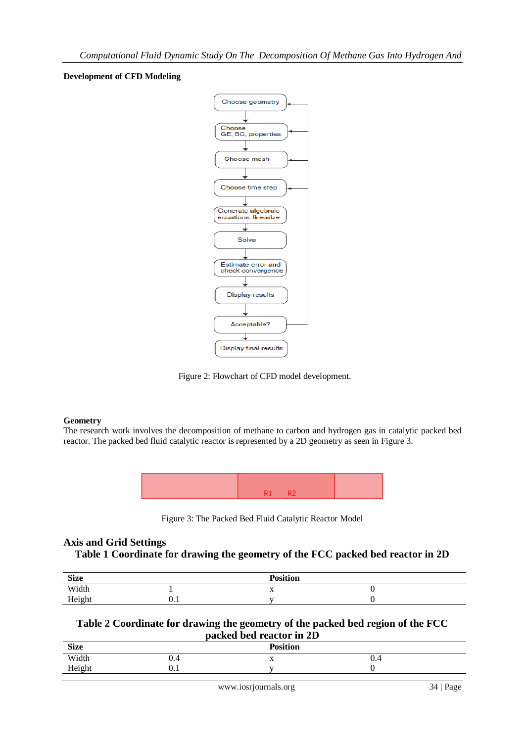**Development of CFD Modeling**

Figure 2: Flowchart of CFD model development.

**Geometry**

The research work involves the decomposition of methane to carbon and hydrogen gas in catalytic packed bed reactor. The packed bed fluid catalytic reactor is represented by a 2D geometry as seen in Figure 3.

Figure 3: The Packed Bed Fluid Catalytic Reactor Model

## Axis and Grid Settings

**Table 1 Coordinate for drawing the geometry of the FCC packed bed reactor in 2D**

| Size | | Position | |
|---|---|---|---|
| Width | 1 | x | 0 |
| Height | 0.1 | y | 0 |

**Table 2 Coordinate for drawing the geometry of the packed bed region of the FCC packed bed reactor in 2D**

| Size | | Position | |
|---|---|---|---|
| Width | 0.4 | x | 0.4 |
| Height | 0.1 | y | 0 |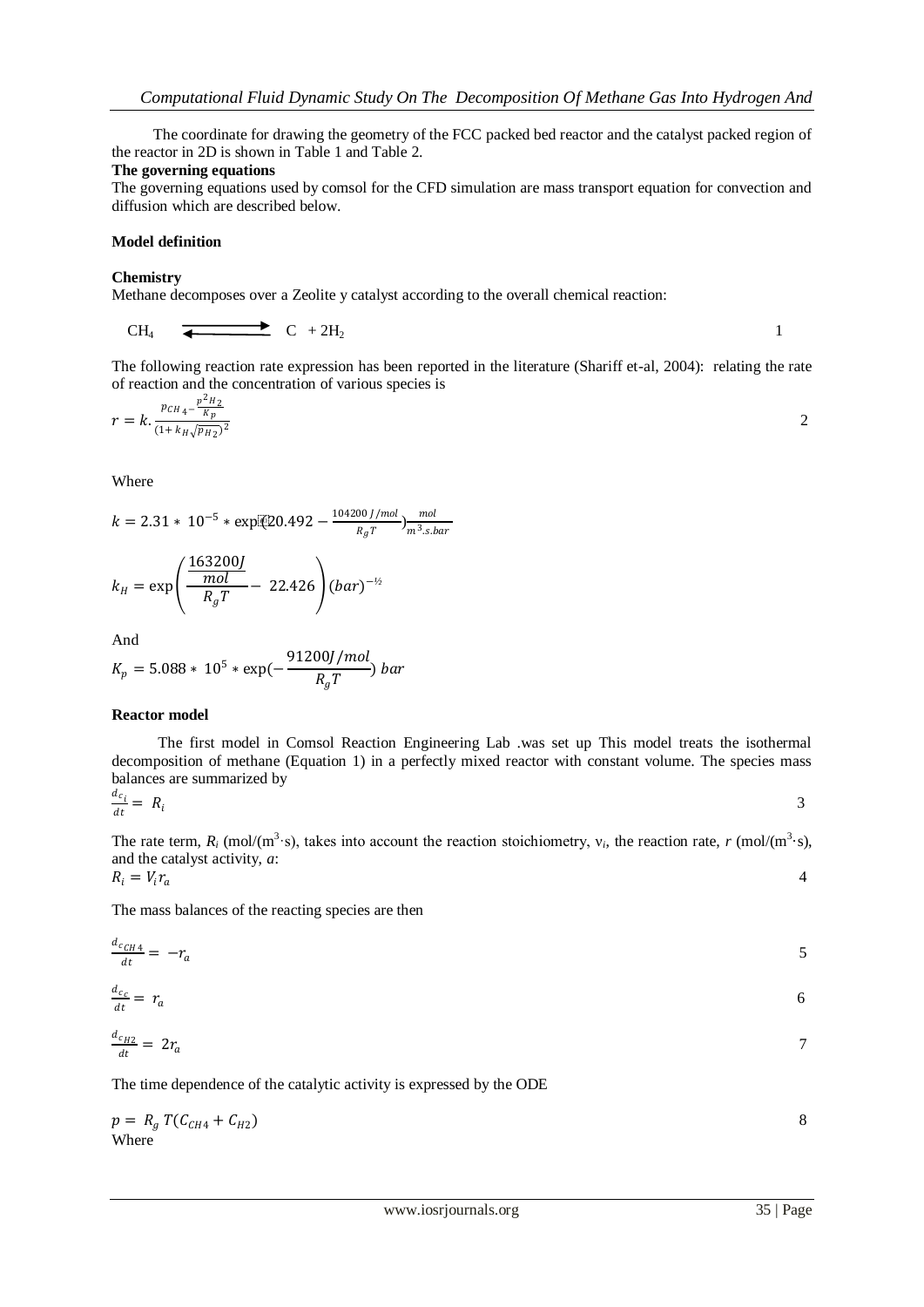The coordinate for drawing the geometry of the FCC packed bed reactor and the catalyst packed region of the reactor in 2D is shown in Table 1 and Table 2.

**The governing equations**

The governing equations used by comsol for the CFD simulation are mass transport equation for convection and diffusion which are described below.

**Model definition**

**Chemistry**

Methane decomposes over a Zeolite y catalyst according to the overall chemical reaction:

$$CH_4 \rightleftharpoons C + 2H_2 \tag{1}$$

The following reaction rate expression has been reported in the literature (Shariff et-al, 2004): relating the rate of reaction and the concentration of various species is

$$r = k.\frac{p_{CH_4} - \frac{p^2{}_{H_2}}{K_p}}{(1 + k_H\sqrt{p_{H_2}})^2} \tag{2}$$

Where

$$k = 2.31 * 10^{-5} * \exp(20.492 - \frac{104200\ J/mol}{R_g T})\frac{mol}{m^3.s.bar}$$

$$k_H = \exp\left(\frac{\frac{163200J}{mol}}{R_g T} - 22.426\right)(bar)^{-½}$$

And

$$K_p = 5.088 * 10^5 * \exp(-\frac{91200J/mol}{R_g T})\ bar$$

**Reactor model**

The first model in Comsol Reaction Engineering Lab .was set up This model treats the isothermal decomposition of methane (Equation 1) in a perfectly mixed reactor with constant volume. The species mass balances are summarized by

$$\frac{d_{c_i}}{dt} = R_i \tag{3}$$

The rate term, $R_i$ (mol/(m$^3$·s), takes into account the reaction stoichiometry, $v_i$, the reaction rate, $r$ (mol/(m$^3$·s), and the catalyst activity, $a$:

$$R_i = V_i r_a \tag{4}$$

The mass balances of the reacting species are then

$$\frac{d_{c_{CH4}}}{dt} = -r_a \tag{5}$$

$$\frac{d_{c_c}}{dt} = r_a \tag{6}$$

$$\frac{d_{c_{H2}}}{dt} = 2r_a \tag{7}$$

The time dependence of the catalytic activity is expressed by the ODE

$$p = R_g\ T(C_{CH4} + C_{H2}) \tag{8}$$

Where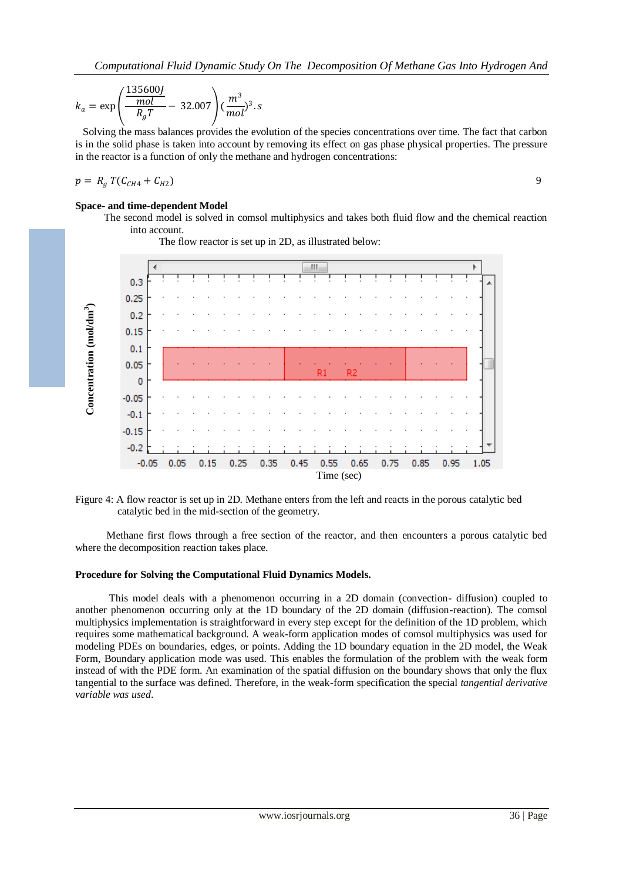$$k_a = \exp\left(\frac{\frac{135600J}{mol}}{R_g T} - 32.007\right)\left(\frac{m^3}{mol}\right)^3 . s$$

Solving the mass balances provides the evolution of the species concentrations over time. The fact that carbon is in the solid phase is taken into account by removing its effect on gas phase physical properties. The pressure in the reactor is a function of only the methane and hydrogen concentrations:

$$p = R_g T(C_{CH4} + C_{H2}) \qquad 9$$

**Space- and time-dependent Model**

The second model is solved in comsol multiphysics and takes both fluid flow and the chemical reaction into account.

The flow reactor is set up in 2D, as illustrated below:

Figure 4: A flow reactor is set up in 2D. Methane enters from the left and reacts in the porous catalytic bed catalytic bed in the mid-section of the geometry.

Methane first flows through a free section of the reactor, and then encounters a porous catalytic bed where the decomposition reaction takes place.

**Procedure for Solving the Computational Fluid Dynamics Models.**

This model deals with a phenomenon occurring in a 2D domain (convection- diffusion) coupled to another phenomenon occurring only at the 1D boundary of the 2D domain (diffusion-reaction). The comsol multiphysics implementation is straightforward in every step except for the definition of the 1D problem, which requires some mathematical background. A weak-form application modes of comsol multiphysics was used for modeling PDEs on boundaries, edges, or points. Adding the 1D boundary equation in the 2D model, the Weak Form, Boundary application mode was used. This enables the formulation of the problem with the weak form instead of with the PDE form. An examination of the spatial diffusion on the boundary shows that only the flux tangential to the surface was defined. Therefore, in the weak-form specification the special *tangential derivative variable was used.*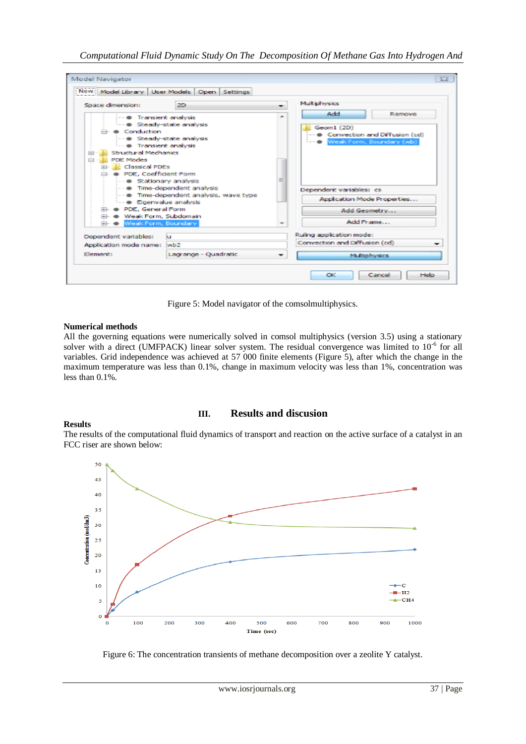Figure 5: Model navigator of the comsolmultiphysics.

**Numerical methods**

All the governing equations were numerically solved in comsol multiphysics (version 3.5) using a stationary solver with a direct (UMFPACK) linear solver system. The residual convergence was limited to $10^{-6}$ for all variables. Grid independence was achieved at 57 000 finite elements (Figure 5), after which the change in the maximum temperature was less than 0.1%, change in maximum velocity was less than 1%, concentration was less than 0.1%.

## III. Results and discusion

**Results**

The results of the computational fluid dynamics of transport and reaction on the active surface of a catalyst in an FCC riser are shown below:

Figure 6: The concentration transients of methane decomposition over a zeolite Y catalyst.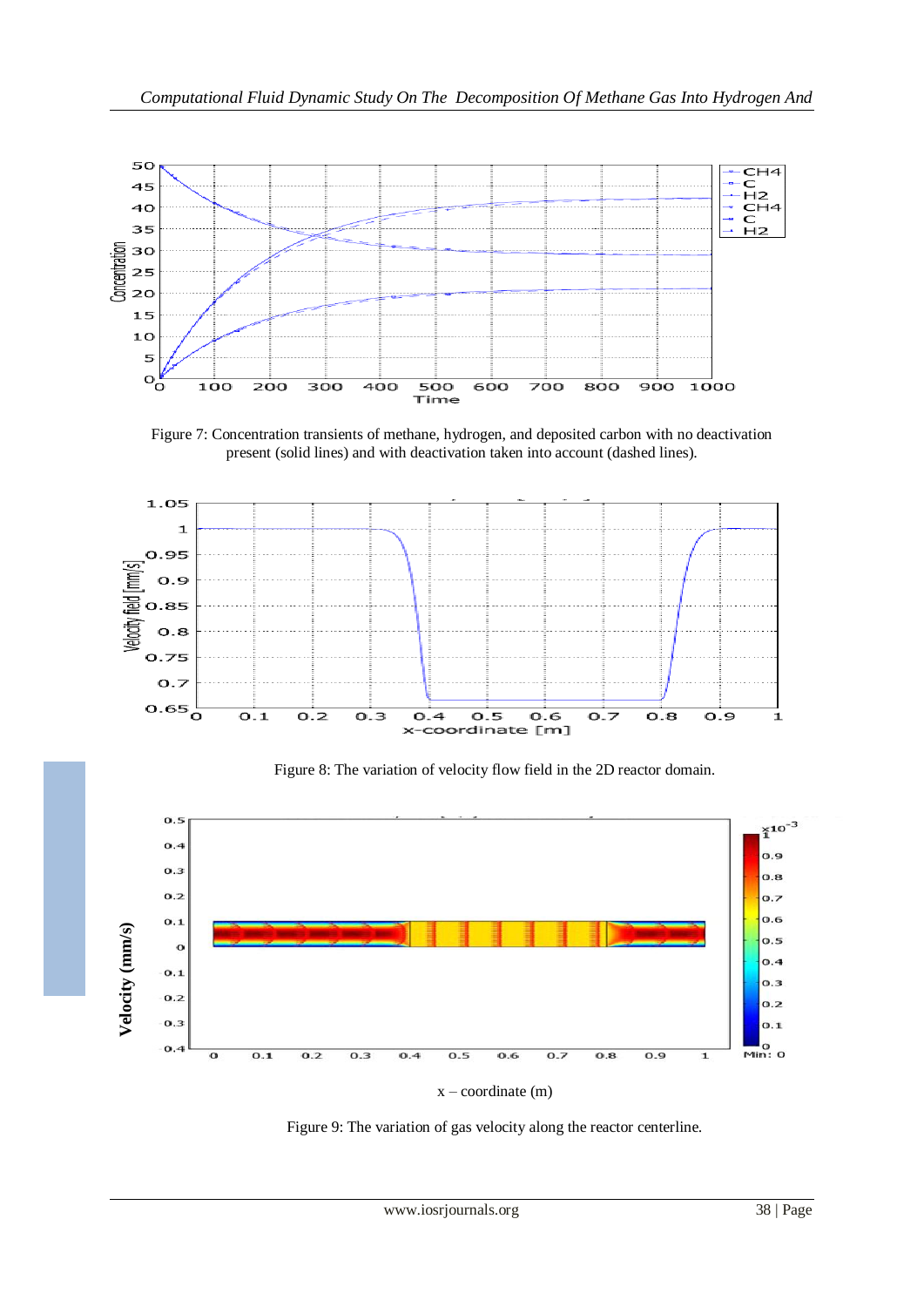Figure 7: Concentration transients of methane, hydrogen, and deposited carbon with no deactivation present (solid lines) and with deactivation taken into account (dashed lines).

Figure 8: The variation of velocity flow field in the 2D reactor domain.

Figure 9: The variation of gas velocity along the reactor centerline.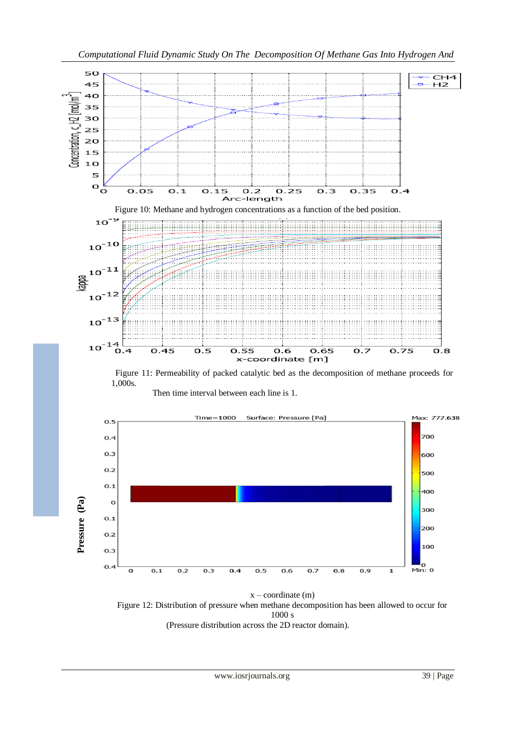Figure 10: Methane and hydrogen concentrations as a function of the bed position.

Figure 11: Permeability of packed catalytic bed as the decomposition of methane proceeds for 1,000s.

Then time interval between each line is 1.

x – coordinate (m)

Figure 12: Distribution of pressure when methane decomposition has been allowed to occur for 1000 s

(Pressure distribution across the 2D reactor domain).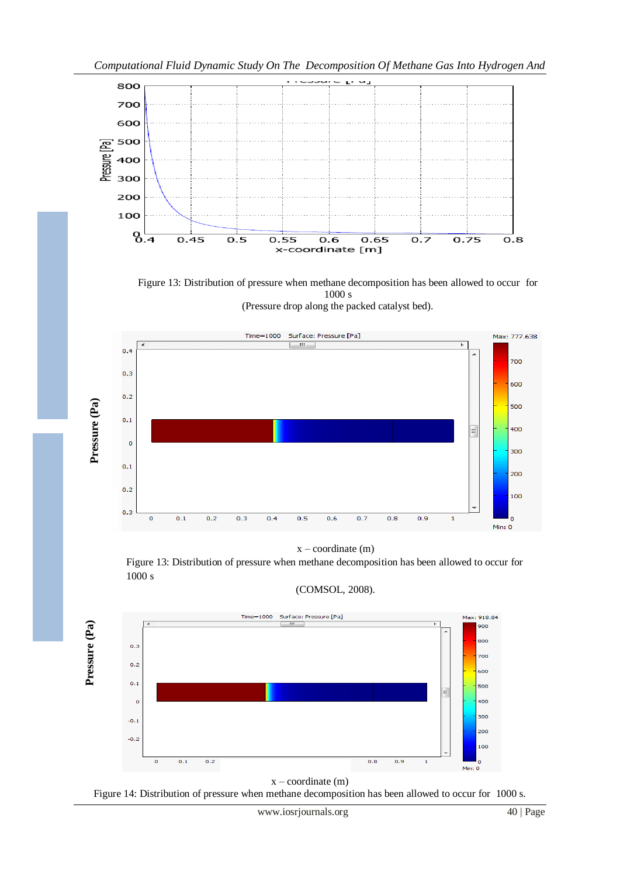Figure 13: Distribution of pressure when methane decomposition has been allowed to occur for 1000 s

(Pressure drop along the packed catalyst bed).

x – coordinate (m)

Figure 13: Distribution of pressure when methane decomposition has been allowed to occur for 1000 s

(COMSOL, 2008).

x – coordinate (m)

Figure 14: Distribution of pressure when methane decomposition has been allowed to occur for 1000 s.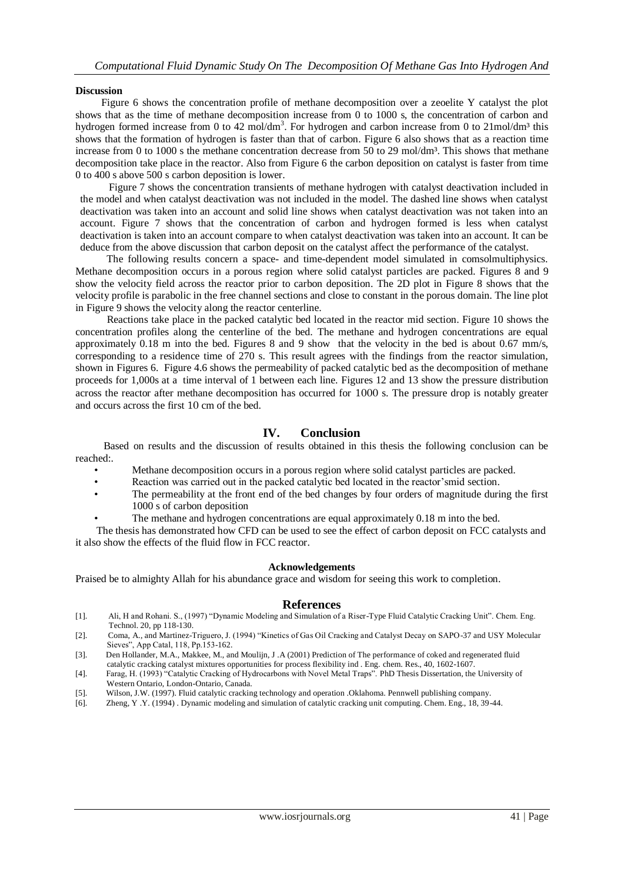### Discussion

Figure 6 shows the concentration profile of methane decomposition over a zeoelite Y catalyst the plot shows that as the time of methane decomposition increase from 0 to 1000 s, the concentration of carbon and hydrogen formed increase from 0 to 42 mol/dm$^3$. For hydrogen and carbon increase from 0 to 21mol/dm$^3$ this shows that the formation of hydrogen is faster than that of carbon. Figure 6 also shows that as a reaction time increase from 0 to 1000 s the methane concentration decrease from 50 to 29 mol/dm$^3$. This shows that methane decomposition take place in the reactor. Also from Figure 6 the carbon deposition on catalyst is faster from time 0 to 400 s above 500 s carbon deposition is lower.

Figure 7 shows the concentration transients of methane hydrogen with catalyst deactivation included in the model and when catalyst deactivation was not included in the model. The dashed line shows when catalyst deactivation was taken into an account and solid line shows when catalyst deactivation was not taken into an account. Figure 7 shows that the concentration of carbon and hydrogen formed is less when catalyst deactivation is taken into an account compare to when catalyst deactivation was taken into an account. It can be deduce from the above discussion that carbon deposit on the catalyst affect the performance of the catalyst.

The following results concern a space- and time-dependent model simulated in comsolmultiphysics. Methane decomposition occurs in a porous region where solid catalyst particles are packed. Figures 8 and 9 show the velocity field across the reactor prior to carbon deposition. The 2D plot in Figure 8 shows that the velocity profile is parabolic in the free channel sections and close to constant in the porous domain. The line plot in Figure 9 shows the velocity along the reactor centerline.

Reactions take place in the packed catalytic bed located in the reactor mid section. Figure 10 shows the concentration profiles along the centerline of the bed. The methane and hydrogen concentrations are equal approximately 0.18 m into the bed. Figures 8 and 9 show that the velocity in the bed is about 0.67 mm/s, corresponding to a residence time of 270 s. This result agrees with the findings from the reactor simulation, shown in Figures 6. Figure 4.6 shows the permeability of packed catalytic bed as the decomposition of methane proceeds for 1,000s at a time interval of 1 between each line. Figures 12 and 13 show the pressure distribution across the reactor after methane decomposition has occurred for 1000 s. The pressure drop is notably greater and occurs across the first 10 cm of the bed.

## IV. Conclusion

Based on results and the discussion of results obtained in this thesis the following conclusion can be reached:.

- Methane decomposition occurs in a porous region where solid catalyst particles are packed.
- Reaction was carried out in the packed catalytic bed located in the reactor'smid section.
- The permeability at the front end of the bed changes by four orders of magnitude during the first 1000 s of carbon deposition
- The methane and hydrogen concentrations are equal approximately 0.18 m into the bed.

The thesis has demonstrated how CFD can be used to see the effect of carbon deposit on FCC catalysts and it also show the effects of the fluid flow in FCC reactor.

### Acknowledgements

Praised be to almighty Allah for his abundance grace and wisdom for seeing this work to completion.

## References

[1]. Ali, H and Rohani. S., (1997) "Dynamic Modeling and Simulation of a Riser-Type Fluid Catalytic Cracking Unit". Chem. Eng. Technol. 20, pp 118-130.

[2]. Coma, A., and Martinez-Triguero, J. (1994) "Kinetics of Gas Oil Cracking and Catalyst Decay on SAPO-37 and USY Molecular Sieves", App Catal, 118, Pp.153-162.

[3]. Den Hollander, M.A., Makkee, M., and Moulijn, J .A (2001) Prediction of The performance of coked and regenerated fluid catalytic cracking catalyst mixtures opportunities for process flexibility ind . Eng. chem. Res., 40, 1602-1607.

[4]. Farag, H. (1993) "Catalytic Cracking of Hydrocarbons with Novel Metal Traps". PhD Thesis Dissertation, the University of Western Ontario, London-Ontario, Canada.

[5]. Wilson, J.W. (1997). Fluid catalytic cracking technology and operation .Oklahoma. Pennwell publishing company.

[6]. Zheng, Y .Y. (1994) . Dynamic modeling and simulation of catalytic cracking unit computing. Chem. Eng., 18, 39-44.